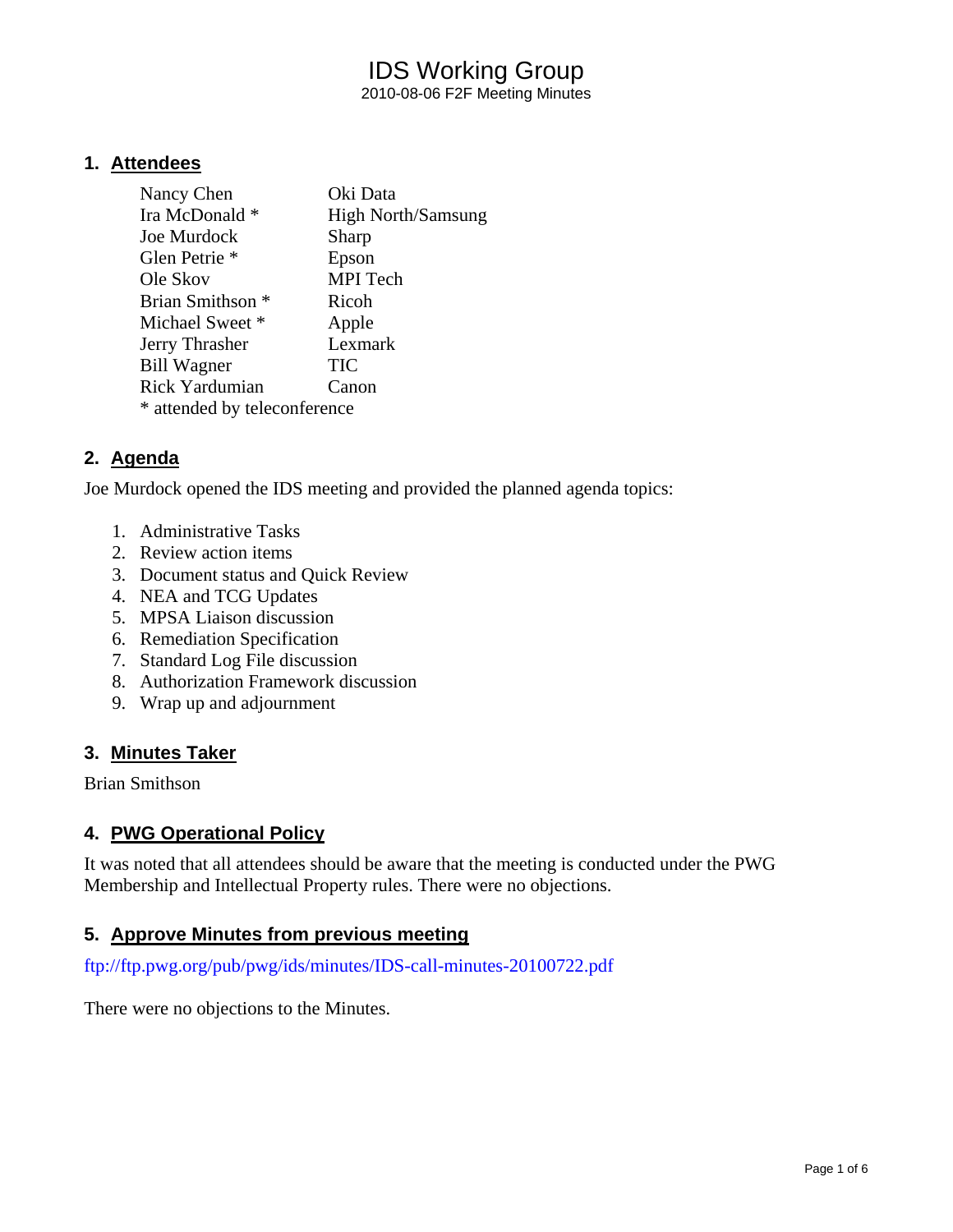# IDS Working Group

2010-08-06 F2F Meeting Minutes

## 1. Attendees

| | |
|---|---|
| Nancy Chen | Oki Data |
| Ira McDonald * | High North/Samsung |
| Joe Murdock | Sharp |
| Glen Petrie * | Epson |
| Ole Skov | MPI Tech |
| Brian Smithson * | Ricoh |
| Michael Sweet * | Apple |
| Jerry Thrasher | Lexmark |
| Bill Wagner | TIC |
| Rick Yardumian | Canon |

* attended by teleconference

## 2. Agenda

Joe Murdock opened the IDS meeting and provided the planned agenda topics:

1. Administrative Tasks
2. Review action items
3. Document status and Quick Review
4. NEA and TCG Updates
5. MPSA Liaison discussion
6. Remediation Specification
7. Standard Log File discussion
8. Authorization Framework discussion
9. Wrap up and adjournment

## 3. Minutes Taker

Brian Smithson

## 4. PWG Operational Policy

It was noted that all attendees should be aware that the meeting is conducted under the PWG Membership and Intellectual Property rules. There were no objections.

## 5. Approve Minutes from previous meeting

ftp://ftp.pwg.org/pub/pwg/ids/minutes/IDS-call-minutes-20100722.pdf

There were no objections to the Minutes.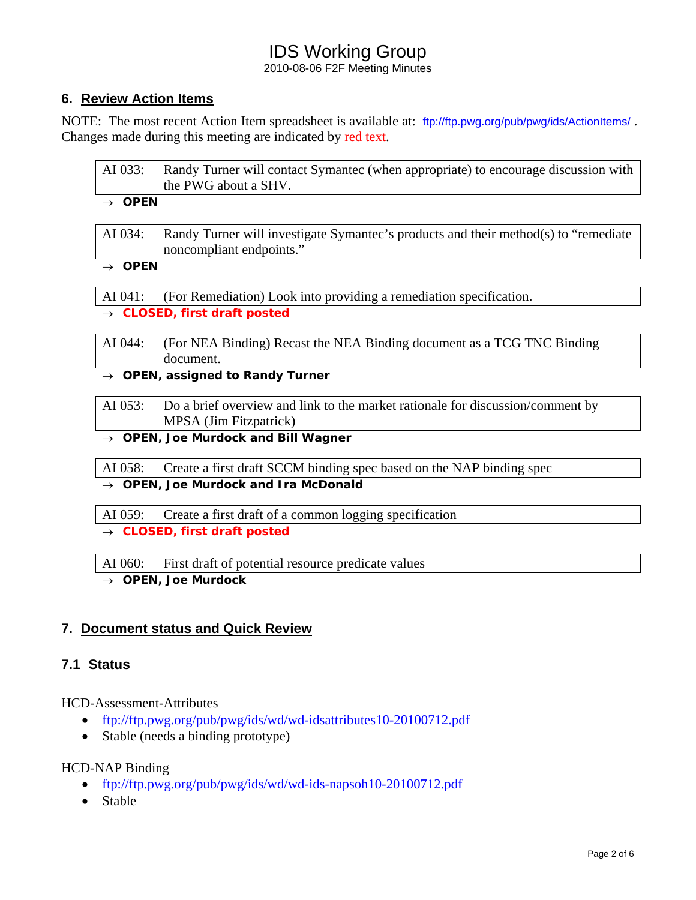## 6. Review Action Items

NOTE: The most recent Action Item spreadsheet is available at: ftp://ftp.pwg.org/pub/pwg/ids/ActionItems/ . Changes made during this meeting are indicated by red text.

| AI 033: | Randy Turner will contact Symantec (when appropriate) to encourage discussion with the PWG about a SHV. |
|---|---|

→ **OPEN**

| AI 034: | Randy Turner will investigate Symantec's products and their method(s) to "remediate noncompliant endpoints." |
|---|---|

→ **OPEN**

| AI 041: | (For Remediation) Look into providing a remediation specification. |
|---|---|

→ **CLOSED, first draft posted**

| AI 044: | (For NEA Binding) Recast the NEA Binding document as a TCG TNC Binding document. |
|---|---|

→ **OPEN, assigned to Randy Turner**

| AI 053: | Do a brief overview and link to the market rationale for discussion/comment by MPSA (Jim Fitzpatrick) |
|---|---|

→ **OPEN, Joe Murdock and Bill Wagner**

| AI 058: | Create a first draft SCCM binding spec based on the NAP binding spec |
|---|---|

→ **OPEN, Joe Murdock and Ira McDonald**

| AI 059: | Create a first draft of a common logging specification |
|---|---|

→ **CLOSED, first draft posted**

| AI 060: | First draft of potential resource predicate values |
|---|---|

→ **OPEN, Joe Murdock**

## 7. Document status and Quick Review

### 7.1 Status

HCD-Assessment-Attributes

- ftp://ftp.pwg.org/pub/pwg/ids/wd/wd-idsattributes10-20100712.pdf
- Stable (needs a binding prototype)

HCD-NAP Binding

- ftp://ftp.pwg.org/pub/pwg/ids/wd/wd-ids-napsoh10-20100712.pdf
- Stable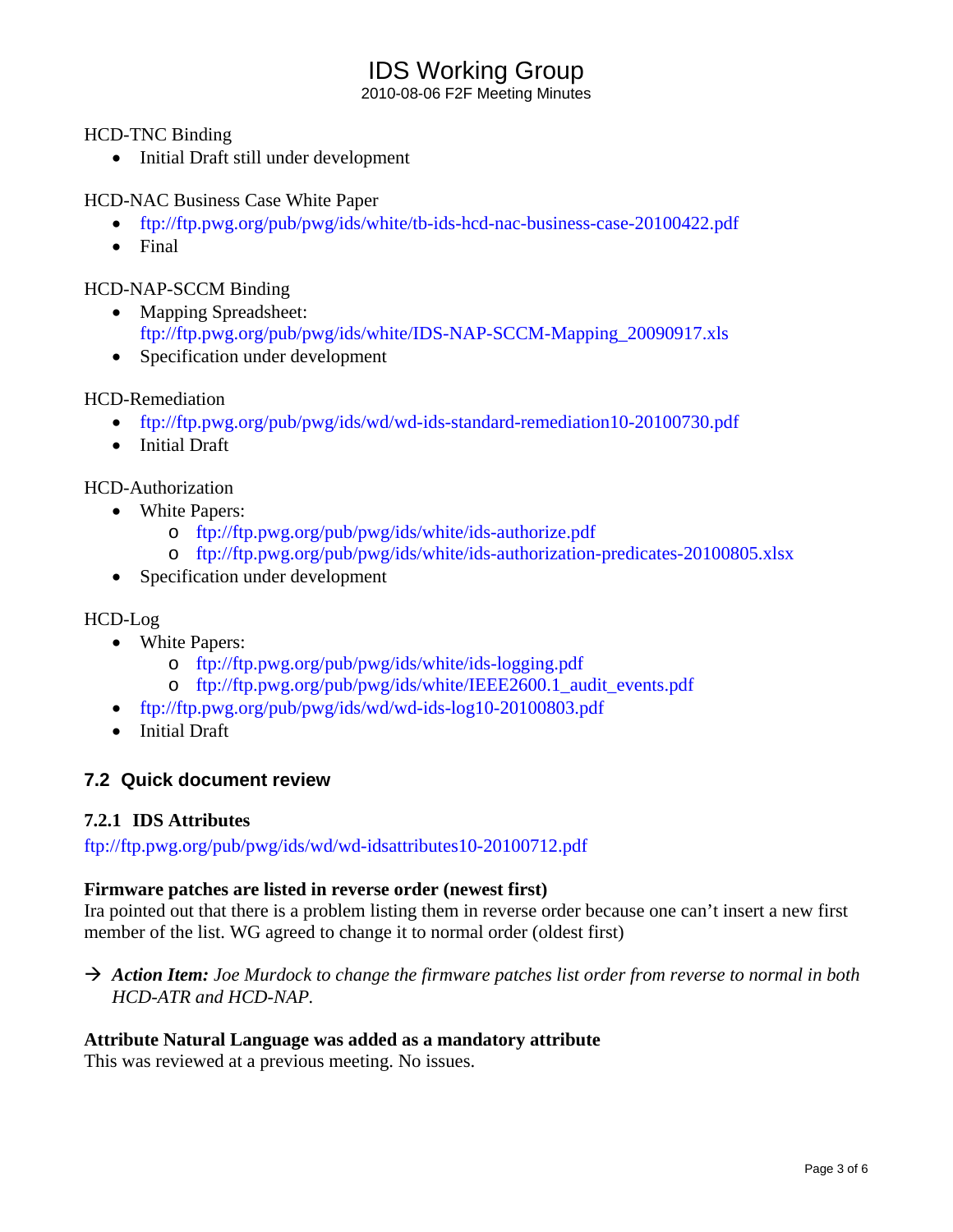HCD-TNC Binding

- Initial Draft still under development

HCD-NAC Business Case White Paper

- ftp://ftp.pwg.org/pub/pwg/ids/white/tb-ids-hcd-nac-business-case-20100422.pdf
- Final

HCD-NAP-SCCM Binding

- Mapping Spreadsheet: ftp://ftp.pwg.org/pub/pwg/ids/white/IDS-NAP-SCCM-Mapping_20090917.xls
- Specification under development

HCD-Remediation

- ftp://ftp.pwg.org/pub/pwg/ids/wd/wd-ids-standard-remediation10-20100730.pdf
- Initial Draft

HCD-Authorization

- White Papers:
  - ftp://ftp.pwg.org/pub/pwg/ids/white/ids-authorize.pdf
  - ftp://ftp.pwg.org/pub/pwg/ids/white/ids-authorization-predicates-20100805.xlsx
- Specification under development

HCD-Log

- White Papers:
  - ftp://ftp.pwg.org/pub/pwg/ids/white/ids-logging.pdf
  - ftp://ftp.pwg.org/pub/pwg/ids/white/IEEE2600.1_audit_events.pdf
- ftp://ftp.pwg.org/pub/pwg/ids/wd/wd-ids-log10-20100803.pdf
- Initial Draft

## 7.2 Quick document review

### 7.2.1 IDS Attributes

ftp://ftp.pwg.org/pub/pwg/ids/wd/wd-idsattributes10-20100712.pdf

**Firmware patches are listed in reverse order (newest first)**
Ira pointed out that there is a problem listing them in reverse order because one can't insert a new first member of the list. WG agreed to change it to normal order (oldest first)

→ ***Action Item:*** *Joe Murdock to change the firmware patches list order from reverse to normal in both HCD-ATR and HCD-NAP.*

**Attribute Natural Language was added as a mandatory attribute**
This was reviewed at a previous meeting. No issues.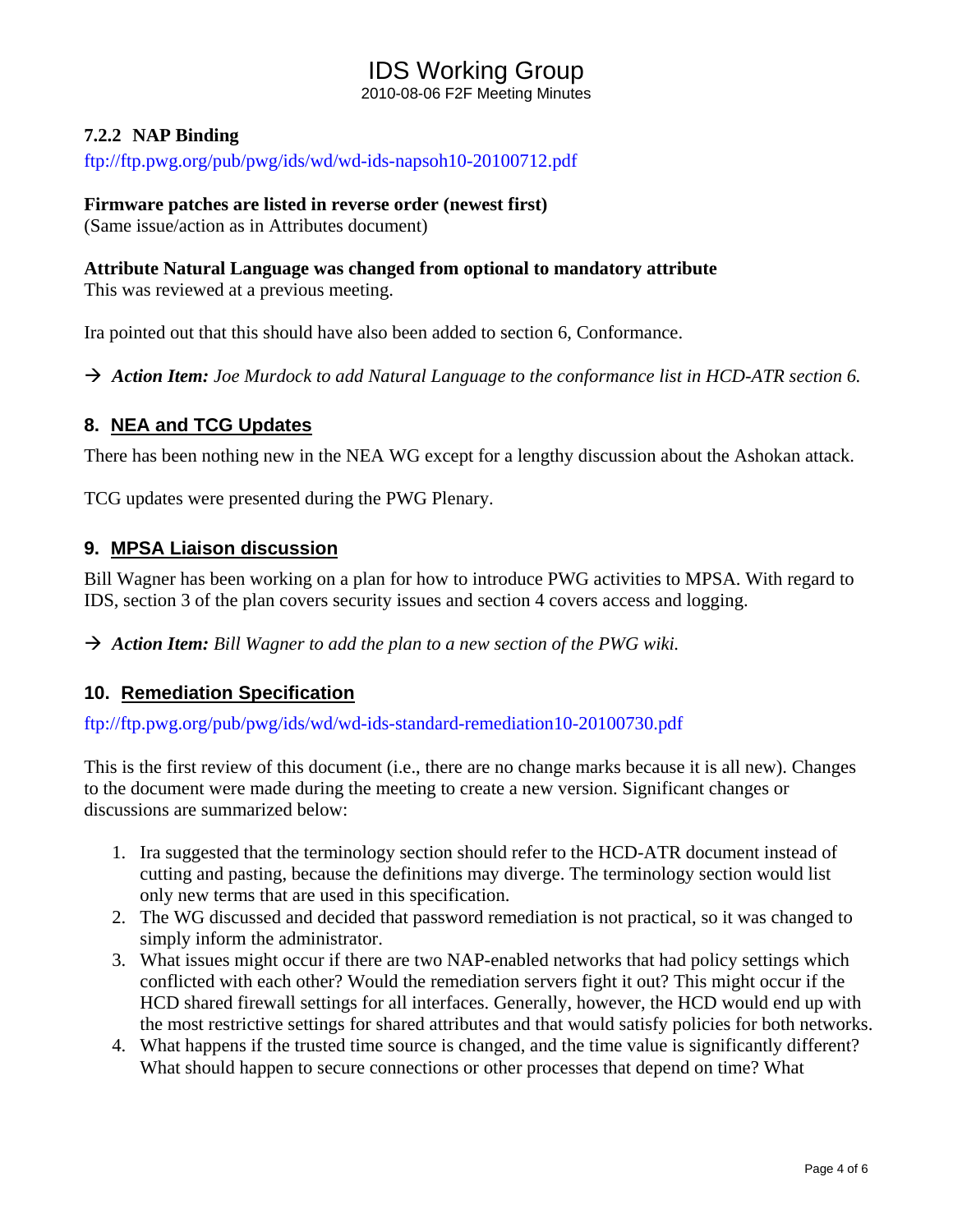### 7.2.2 NAP Binding

ftp://ftp.pwg.org/pub/pwg/ids/wd/wd-ids-napsoh10-20100712.pdf

**Firmware patches are listed in reverse order (newest first)**
(Same issue/action as in Attributes document)

**Attribute Natural Language was changed from optional to mandatory attribute**
This was reviewed at a previous meeting.

Ira pointed out that this should have also been added to section 6, Conformance.

→ ***Action Item:*** *Joe Murdock to add Natural Language to the conformance list in HCD-ATR section 6.*

## 8. NEA and TCG Updates

There has been nothing new in the NEA WG except for a lengthy discussion about the Ashokan attack.

TCG updates were presented during the PWG Plenary.

## 9. MPSA Liaison discussion

Bill Wagner has been working on a plan for how to introduce PWG activities to MPSA. With regard to IDS, section 3 of the plan covers security issues and section 4 covers access and logging.

→ ***Action Item:*** *Bill Wagner to add the plan to a new section of the PWG wiki.*

## 10. Remediation Specification

ftp://ftp.pwg.org/pub/pwg/ids/wd/wd-ids-standard-remediation10-20100730.pdf

This is the first review of this document (i.e., there are no change marks because it is all new). Changes to the document were made during the meeting to create a new version. Significant changes or discussions are summarized below:

1. Ira suggested that the terminology section should refer to the HCD-ATR document instead of cutting and pasting, because the definitions may diverge. The terminology section would list only new terms that are used in this specification.
2. The WG discussed and decided that password remediation is not practical, so it was changed to simply inform the administrator.
3. What issues might occur if there are two NAP-enabled networks that had policy settings which conflicted with each other? Would the remediation servers fight it out? This might occur if the HCD shared firewall settings for all interfaces. Generally, however, the HCD would end up with the most restrictive settings for shared attributes and that would satisfy policies for both networks.
4. What happens if the trusted time source is changed, and the time value is significantly different? What should happen to secure connections or other processes that depend on time? What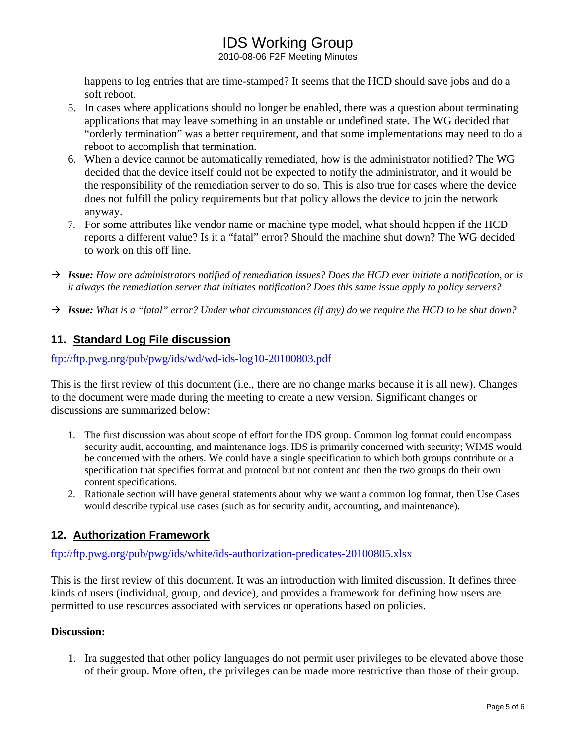happens to log entries that are time-stamped? It seems that the HCD should save jobs and do a soft reboot.

5. In cases where applications should no longer be enabled, there was a question about terminating applications that may leave something in an unstable or undefined state. The WG decided that "orderly termination" was a better requirement, and that some implementations may need to do a reboot to accomplish that termination.
6. When a device cannot be automatically remediated, how is the administrator notified? The WG decided that the device itself could not be expected to notify the administrator, and it would be the responsibility of the remediation server to do so. This is also true for cases where the device does not fulfill the policy requirements but that policy allows the device to join the network anyway.
7. For some attributes like vendor name or machine type model, what should happen if the HCD reports a different value? Is it a "fatal" error? Should the machine shut down? The WG decided to work on this off line.

→ ***Issue:*** *How are administrators notified of remediation issues? Does the HCD ever initiate a notification, or is it always the remediation server that initiates notification? Does this same issue apply to policy servers?*

→ ***Issue:*** *What is a "fatal" error? Under what circumstances (if any) do we require the HCD to be shut down?*

## 11. Standard Log File discussion

ftp://ftp.pwg.org/pub/pwg/ids/wd/wd-ids-log10-20100803.pdf

This is the first review of this document (i.e., there are no change marks because it is all new). Changes to the document were made during the meeting to create a new version. Significant changes or discussions are summarized below:

1. The first discussion was about scope of effort for the IDS group. Common log format could encompass security audit, accounting, and maintenance logs. IDS is primarily concerned with security; WIMS would be concerned with the others. We could have a single specification to which both groups contribute or a specification that specifies format and protocol but not content and then the two groups do their own content specifications.
2. Rationale section will have general statements about why we want a common log format, then Use Cases would describe typical use cases (such as for security audit, accounting, and maintenance).

## 12. Authorization Framework

ftp://ftp.pwg.org/pub/pwg/ids/white/ids-authorization-predicates-20100805.xlsx

This is the first review of this document. It was an introduction with limited discussion. It defines three kinds of users (individual, group, and device), and provides a framework for defining how users are permitted to use resources associated with services or operations based on policies.

**Discussion:**

1. Ira suggested that other policy languages do not permit user privileges to be elevated above those of their group. More often, the privileges can be made more restrictive than those of their group.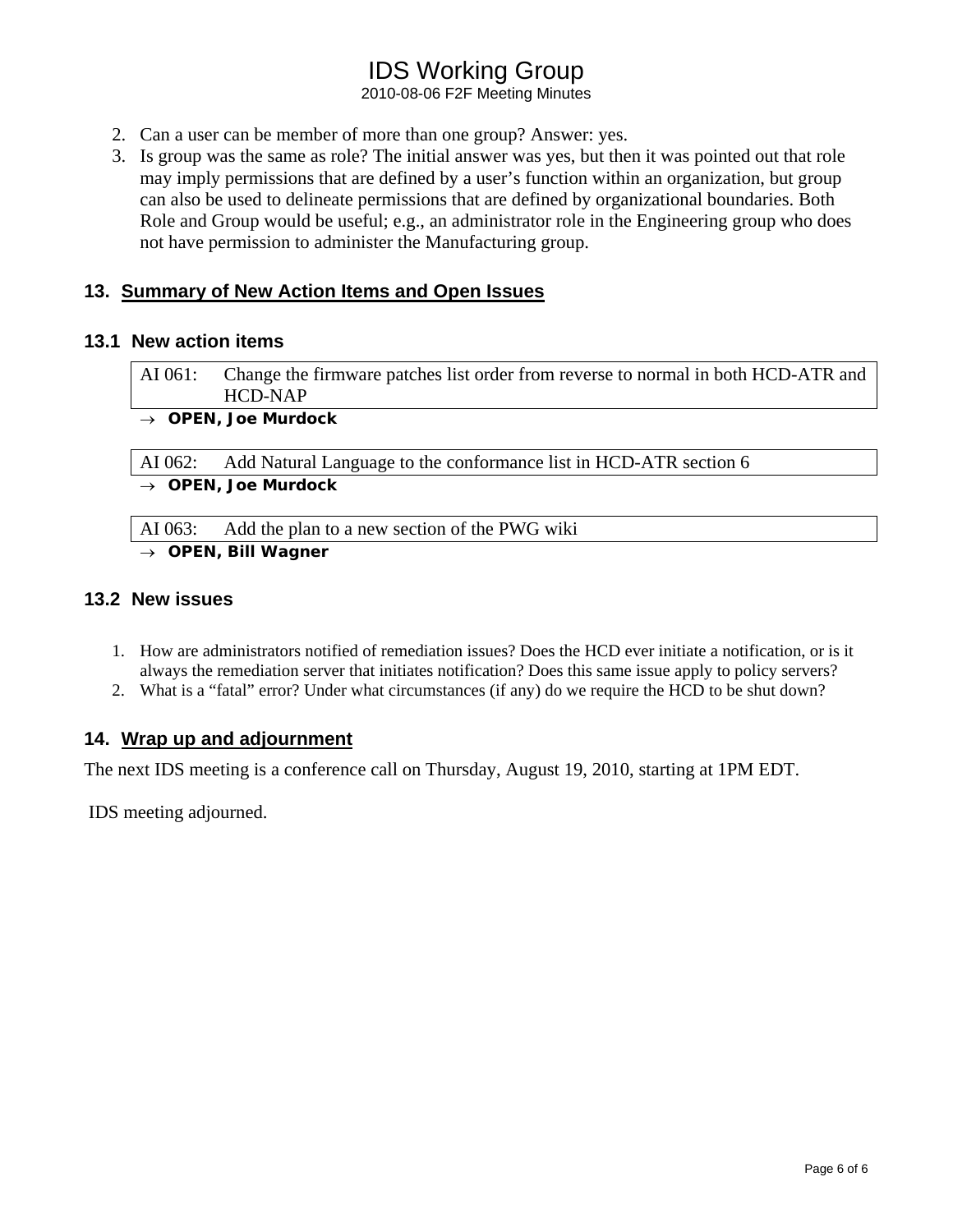2. Can a user can be member of more than one group? Answer: yes.
3. Is group was the same as role? The initial answer was yes, but then it was pointed out that role may imply permissions that are defined by a user's function within an organization, but group can also be used to delineate permissions that are defined by organizational boundaries. Both Role and Group would be useful; e.g., an administrator role in the Engineering group who does not have permission to administer the Manufacturing group.

## 13. Summary of New Action Items and Open Issues

### 13.1 New action items

| | |
|---|---|
| AI 061: | Change the firmware patches list order from reverse to normal in both HCD-ATR and HCD-NAP |

→ **OPEN, Joe Murdock**

| | |
|---|---|
| AI 062: | Add Natural Language to the conformance list in HCD-ATR section 6 |

→ **OPEN, Joe Murdock**

| | |
|---|---|
| AI 063: | Add the plan to a new section of the PWG wiki |

→ **OPEN, Bill Wagner**

### 13.2 New issues

1. How are administrators notified of remediation issues? Does the HCD ever initiate a notification, or is it always the remediation server that initiates notification? Does this same issue apply to policy servers?
2. What is a "fatal" error? Under what circumstances (if any) do we require the HCD to be shut down?

## 14. Wrap up and adjournment

The next IDS meeting is a conference call on Thursday, August 19, 2010, starting at 1PM EDT.

IDS meeting adjourned.